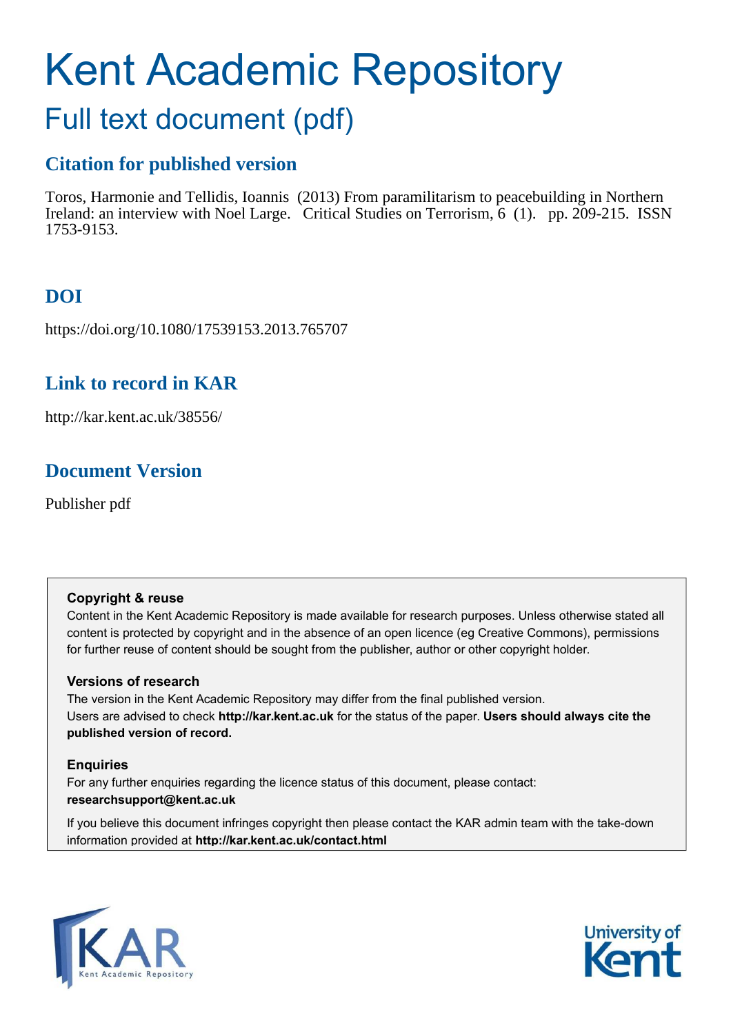# Kent Academic Repository

## Full text document (pdf)

### Citation for published version

Toros, Harmonie and Tellidis, Ioannis (2013) From paramilitarism to peacebuilding in Northern Ireland: an interview with Noel Large. Critical Studies on Terrorism, 6 (1). pp. 209-215. ISSN 1753-9153.

### DOI

https://doi.org/10.1080/17539153.2013.765707

### Link to record in KAR

http://kar.kent.ac.uk/38556/

### Document Version

Publisher pdf

**Copyright & reuse**

Content in the Kent Academic Repository is made available for research purposes. Unless otherwise stated all content is protected by copyright and in the absence of an open licence (eg Creative Commons), permissions for further reuse of content should be sought from the publisher, author or other copyright holder.

**Versions of research**

The version in the Kent Academic Repository may differ from the final published version. Users are advised to check **http://kar.kent.ac.uk** for the status of the paper. **Users should always cite the published version of record.**

**Enquiries**

For any further enquiries regarding the licence status of this document, please contact: **researchsupport@kent.ac.uk**

If you believe this document infringes copyright then please contact the KAR admin team with the take-down information provided at **http://kar.kent.ac.uk/contact.html**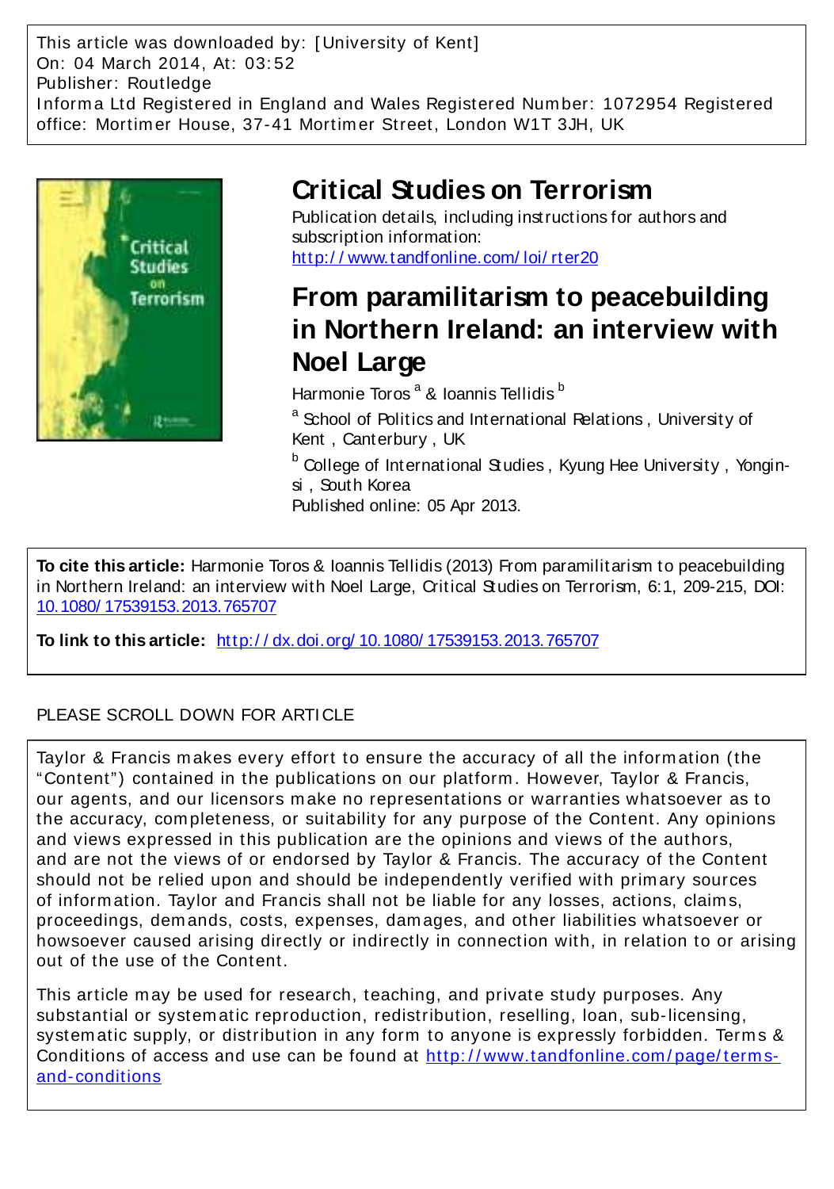This article was downloaded by: [University of Kent]
On: 04 March 2014, At: 03:52
Publisher: Routledge
Informa Ltd Registered in England and Wales Registered Number: 1072954 Registered office: Mortimer House, 37-41 Mortimer Street, London W1T 3JH, UK

# Critical Studies on Terrorism

Publication details, including instructions for authors and subscription information:
http://www.tandfonline.com/loi/rter20

# From paramilitarism to peacebuilding in Northern Ireland: an interview with Noel Large

Harmonie Toros [a] & Ioannis Tellidis [b]

[a] School of Politics and International Relations, University of Kent, Canterbury, UK

[b] College of International Studies, Kyung Hee University, Yongin-si, South Korea

Published online: 05 Apr 2013.

**To cite this article:** Harmonie Toros & Ioannis Tellidis (2013) From paramilitarism to peacebuilding in Northern Ireland: an interview with Noel Large, Critical Studies on Terrorism, 6:1, 209-215, DOI: 10.1080/17539153.2013.765707

**To link to this article:** http://dx.doi.org/10.1080/17539153.2013.765707

PLEASE SCROLL DOWN FOR ARTICLE

Taylor & Francis makes every effort to ensure the accuracy of all the information (the "Content") contained in the publications on our platform. However, Taylor & Francis, our agents, and our licensors make no representations or warranties whatsoever as to the accuracy, completeness, or suitability for any purpose of the Content. Any opinions and views expressed in this publication are the opinions and views of the authors, and are not the views of or endorsed by Taylor & Francis. The accuracy of the Content should not be relied upon and should be independently verified with primary sources of information. Taylor and Francis shall not be liable for any losses, actions, claims, proceedings, demands, costs, expenses, damages, and other liabilities whatsoever or howsoever caused arising directly or indirectly in connection with, in relation to or arising out of the use of the Content.

This article may be used for research, teaching, and private study purposes. Any substantial or systematic reproduction, redistribution, reselling, loan, sub-licensing, systematic supply, or distribution in any form to anyone is expressly forbidden. Terms & Conditions of access and use can be found at http://www.tandfonline.com/page/terms-and-conditions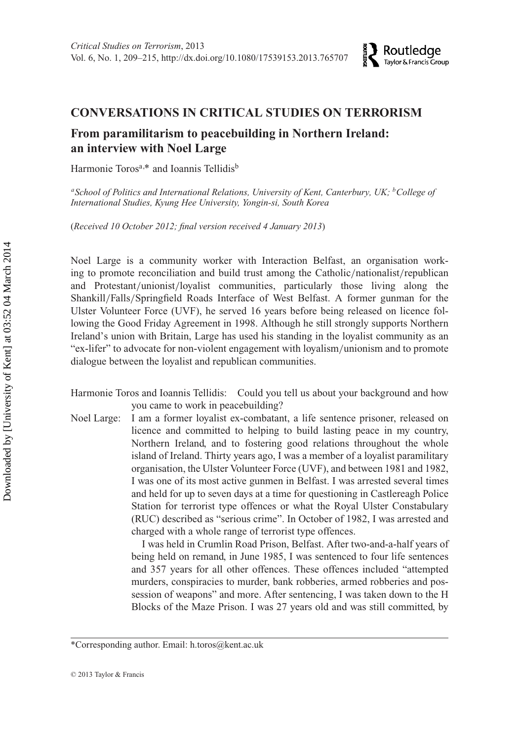## CONVERSATIONS IN CRITICAL STUDIES ON TERRORISM

# From paramilitarism to peacebuilding in Northern Ireland: an interview with Noel Large

Harmonie Toros[a,*] and Ioannis Tellidis[b]

*[a]School of Politics and International Relations, University of Kent, Canterbury, UK; [b]College of International Studies, Kyung Hee University, Yongin-si, South Korea*

(*Received 10 October 2012; final version received 4 January 2013*)

Noel Large is a community worker with Interaction Belfast, an organisation working to promote reconciliation and build trust among the Catholic/nationalist/republican and Protestant/unionist/loyalist communities, particularly those living along the Shankill/Falls/Springfield Roads Interface of West Belfast. A former gunman for the Ulster Volunteer Force (UVF), he served 16 years before being released on licence following the Good Friday Agreement in 1998. Although he still strongly supports Northern Ireland's union with Britain, Large has used his standing in the loyalist community as an "ex-lifer" to advocate for non-violent engagement with loyalism/unionism and to promote dialogue between the loyalist and republican communities.

Harmonie Toros and Ioannis Tellidis: Could you tell us about your background and how you came to work in peacebuilding?

Noel Large: I am a former loyalist ex-combatant, a life sentence prisoner, released on licence and committed to helping to build lasting peace in my country, Northern Ireland, and to fostering good relations throughout the whole island of Ireland. Thirty years ago, I was a member of a loyalist paramilitary organisation, the Ulster Volunteer Force (UVF), and between 1981 and 1982, I was one of its most active gunmen in Belfast. I was arrested several times and held for up to seven days at a time for questioning in Castlereagh Police Station for terrorist type offences or what the Royal Ulster Constabulary (RUC) described as "serious crime". In October of 1982, I was arrested and charged with a whole range of terrorist type offences.

I was held in Crumlin Road Prison, Belfast. After two-and-a-half years of being held on remand, in June 1985, I was sentenced to four life sentences and 357 years for all other offences. These offences included "attempted murders, conspiracies to murder, bank robberies, armed robberies and possession of weapons" and more. After sentencing, I was taken down to the H Blocks of the Maze Prison. I was 27 years old and was still committed, by

*Corresponding author. Email: h.toros@kent.ac.uk

© 2013 Taylor & Francis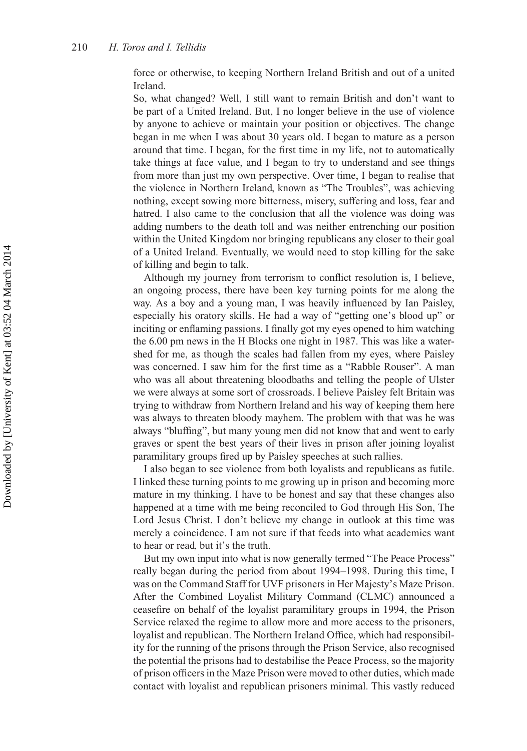force or otherwise, to keeping Northern Ireland British and out of a united Ireland.

So, what changed? Well, I still want to remain British and don't want to be part of a United Ireland. But, I no longer believe in the use of violence by anyone to achieve or maintain your position or objectives. The change began in me when I was about 30 years old. I began to mature as a person around that time. I began, for the first time in my life, not to automatically take things at face value, and I began to try to understand and see things from more than just my own perspective. Over time, I began to realise that the violence in Northern Ireland, known as "The Troubles", was achieving nothing, except sowing more bitterness, misery, suffering and loss, fear and hatred. I also came to the conclusion that all the violence was doing was adding numbers to the death toll and was neither entrenching our position within the United Kingdom nor bringing republicans any closer to their goal of a United Ireland. Eventually, we would need to stop killing for the sake of killing and begin to talk.

Although my journey from terrorism to conflict resolution is, I believe, an ongoing process, there have been key turning points for me along the way. As a boy and a young man, I was heavily influenced by Ian Paisley, especially his oratory skills. He had a way of "getting one's blood up" or inciting or enflaming passions. I finally got my eyes opened to him watching the 6.00 pm news in the H Blocks one night in 1987. This was like a watershed for me, as though the scales had fallen from my eyes, where Paisley was concerned. I saw him for the first time as a "Rabble Rouser". A man who was all about threatening bloodbaths and telling the people of Ulster we were always at some sort of crossroads. I believe Paisley felt Britain was trying to withdraw from Northern Ireland and his way of keeping them here was always to threaten bloody mayhem. The problem with that was he was always "bluffing", but many young men did not know that and went to early graves or spent the best years of their lives in prison after joining loyalist paramilitary groups fired up by Paisley speeches at such rallies.

I also began to see violence from both loyalists and republicans as futile. I linked these turning points to me growing up in prison and becoming more mature in my thinking. I have to be honest and say that these changes also happened at a time with me being reconciled to God through His Son, The Lord Jesus Christ. I don't believe my change in outlook at this time was merely a coincidence. I am not sure if that feeds into what academics want to hear or read, but it's the truth.

But my own input into what is now generally termed "The Peace Process" really began during the period from about 1994–1998. During this time, I was on the Command Staff for UVF prisoners in Her Majesty's Maze Prison. After the Combined Loyalist Military Command (CLMC) announced a ceasefire on behalf of the loyalist paramilitary groups in 1994, the Prison Service relaxed the regime to allow more and more access to the prisoners, loyalist and republican. The Northern Ireland Office, which had responsibility for the running of the prisons through the Prison Service, also recognised the potential the prisons had to destabilise the Peace Process, so the majority of prison officers in the Maze Prison were moved to other duties, which made contact with loyalist and republican prisoners minimal. This vastly reduced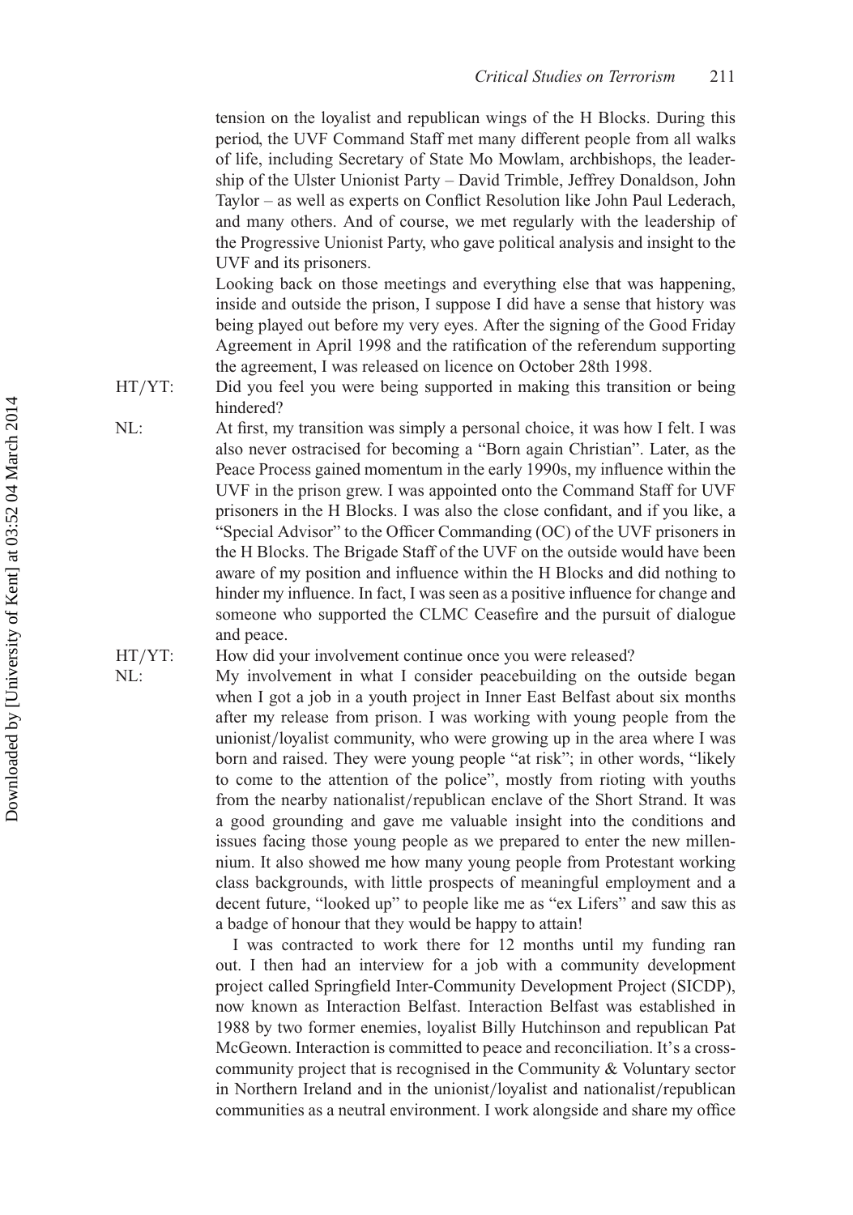tension on the loyalist and republican wings of the H Blocks. During this period, the UVF Command Staff met many different people from all walks of life, including Secretary of State Mo Mowlam, archbishops, the leadership of the Ulster Unionist Party – David Trimble, Jeffrey Donaldson, John Taylor – as well as experts on Conflict Resolution like John Paul Lederach, and many others. And of course, we met regularly with the leadership of the Progressive Unionist Party, who gave political analysis and insight to the UVF and its prisoners.

Looking back on those meetings and everything else that was happening, inside and outside the prison, I suppose I did have a sense that history was being played out before my very eyes. After the signing of the Good Friday Agreement in April 1998 and the ratification of the referendum supporting the agreement, I was released on licence on October 28th 1998.

HT/YT: Did you feel you were being supported in making this transition or being hindered?

NL: At first, my transition was simply a personal choice, it was how I felt. I was also never ostracised for becoming a "Born again Christian". Later, as the Peace Process gained momentum in the early 1990s, my influence within the UVF in the prison grew. I was appointed onto the Command Staff for UVF prisoners in the H Blocks. I was also the close confidant, and if you like, a "Special Advisor" to the Officer Commanding (OC) of the UVF prisoners in the H Blocks. The Brigade Staff of the UVF on the outside would have been aware of my position and influence within the H Blocks and did nothing to hinder my influence. In fact, I was seen as a positive influence for change and someone who supported the CLMC Ceasefire and the pursuit of dialogue and peace.

HT/YT: How did your involvement continue once you were released?

NL: My involvement in what I consider peacebuilding on the outside began when I got a job in a youth project in Inner East Belfast about six months after my release from prison. I was working with young people from the unionist/loyalist community, who were growing up in the area where I was born and raised. They were young people "at risk"; in other words, "likely to come to the attention of the police", mostly from rioting with youths from the nearby nationalist/republican enclave of the Short Strand. It was a good grounding and gave me valuable insight into the conditions and issues facing those young people as we prepared to enter the new millennium. It also showed me how many young people from Protestant working class backgrounds, with little prospects of meaningful employment and a decent future, "looked up" to people like me as "ex Lifers" and saw this as a badge of honour that they would be happy to attain!

I was contracted to work there for 12 months until my funding ran out. I then had an interview for a job with a community development project called Springfield Inter-Community Development Project (SICDP), now known as Interaction Belfast. Interaction Belfast was established in 1988 by two former enemies, loyalist Billy Hutchinson and republican Pat McGeown. Interaction is committed to peace and reconciliation. It's a cross-community project that is recognised in the Community & Voluntary sector in Northern Ireland and in the unionist/loyalist and nationalist/republican communities as a neutral environment. I work alongside and share my office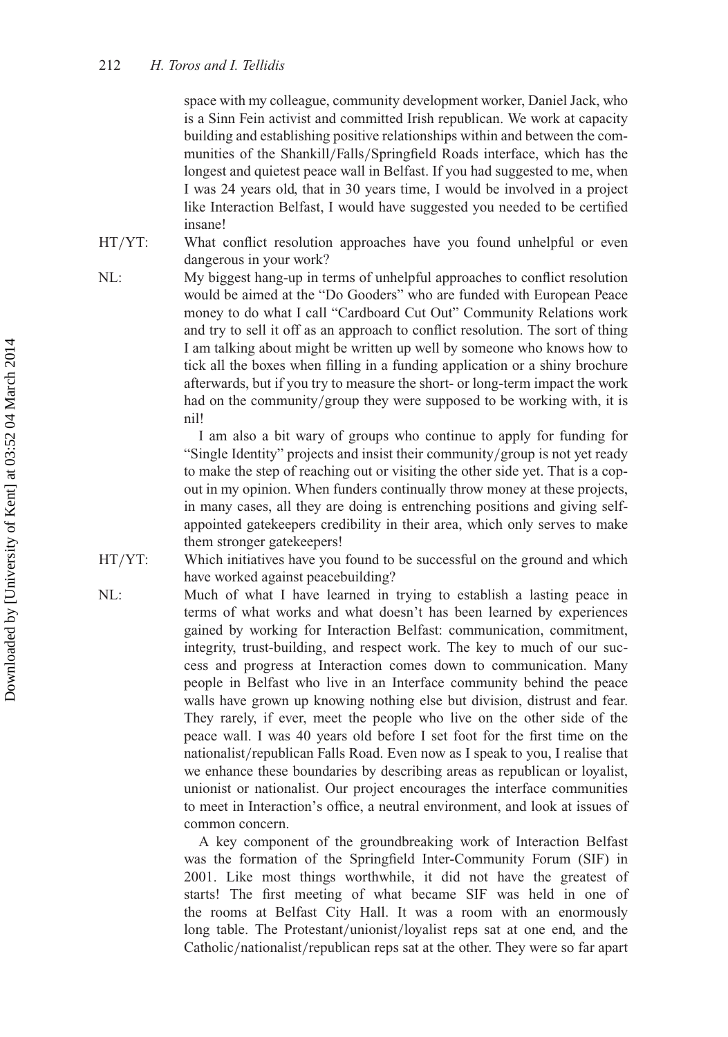space with my colleague, community development worker, Daniel Jack, who is a Sinn Fein activist and committed Irish republican. We work at capacity building and establishing positive relationships within and between the communities of the Shankill/Falls/Springfield Roads interface, which has the longest and quietest peace wall in Belfast. If you had suggested to me, when I was 24 years old, that in 30 years time, I would be involved in a project like Interaction Belfast, I would have suggested you needed to be certified insane!

HT/YT: What conflict resolution approaches have you found unhelpful or even dangerous in your work?

NL: My biggest hang-up in terms of unhelpful approaches to conflict resolution would be aimed at the "Do Gooders" who are funded with European Peace money to do what I call "Cardboard Cut Out" Community Relations work and try to sell it off as an approach to conflict resolution. The sort of thing I am talking about might be written up well by someone who knows how to tick all the boxes when filling in a funding application or a shiny brochure afterwards, but if you try to measure the short- or long-term impact the work had on the community/group they were supposed to be working with, it is nil!

I am also a bit wary of groups who continue to apply for funding for "Single Identity" projects and insist their community/group is not yet ready to make the step of reaching out or visiting the other side yet. That is a cop-out in my opinion. When funders continually throw money at these projects, in many cases, all they are doing is entrenching positions and giving self-appointed gatekeepers credibility in their area, which only serves to make them stronger gatekeepers!

HT/YT: Which initiatives have you found to be successful on the ground and which have worked against peacebuilding?

NL: Much of what I have learned in trying to establish a lasting peace in terms of what works and what doesn't has been learned by experiences gained by working for Interaction Belfast: communication, commitment, integrity, trust-building, and respect work. The key to much of our success and progress at Interaction comes down to communication. Many people in Belfast who live in an Interface community behind the peace walls have grown up knowing nothing else but division, distrust and fear. They rarely, if ever, meet the people who live on the other side of the peace wall. I was 40 years old before I set foot for the first time on the nationalist/republican Falls Road. Even now as I speak to you, I realise that we enhance these boundaries by describing areas as republican or loyalist, unionist or nationalist. Our project encourages the interface communities to meet in Interaction's office, a neutral environment, and look at issues of common concern.

A key component of the groundbreaking work of Interaction Belfast was the formation of the Springfield Inter-Community Forum (SIF) in 2001. Like most things worthwhile, it did not have the greatest of starts! The first meeting of what became SIF was held in one of the rooms at Belfast City Hall. It was a room with an enormously long table. The Protestant/unionist/loyalist reps sat at one end, and the Catholic/nationalist/republican reps sat at the other. They were so far apart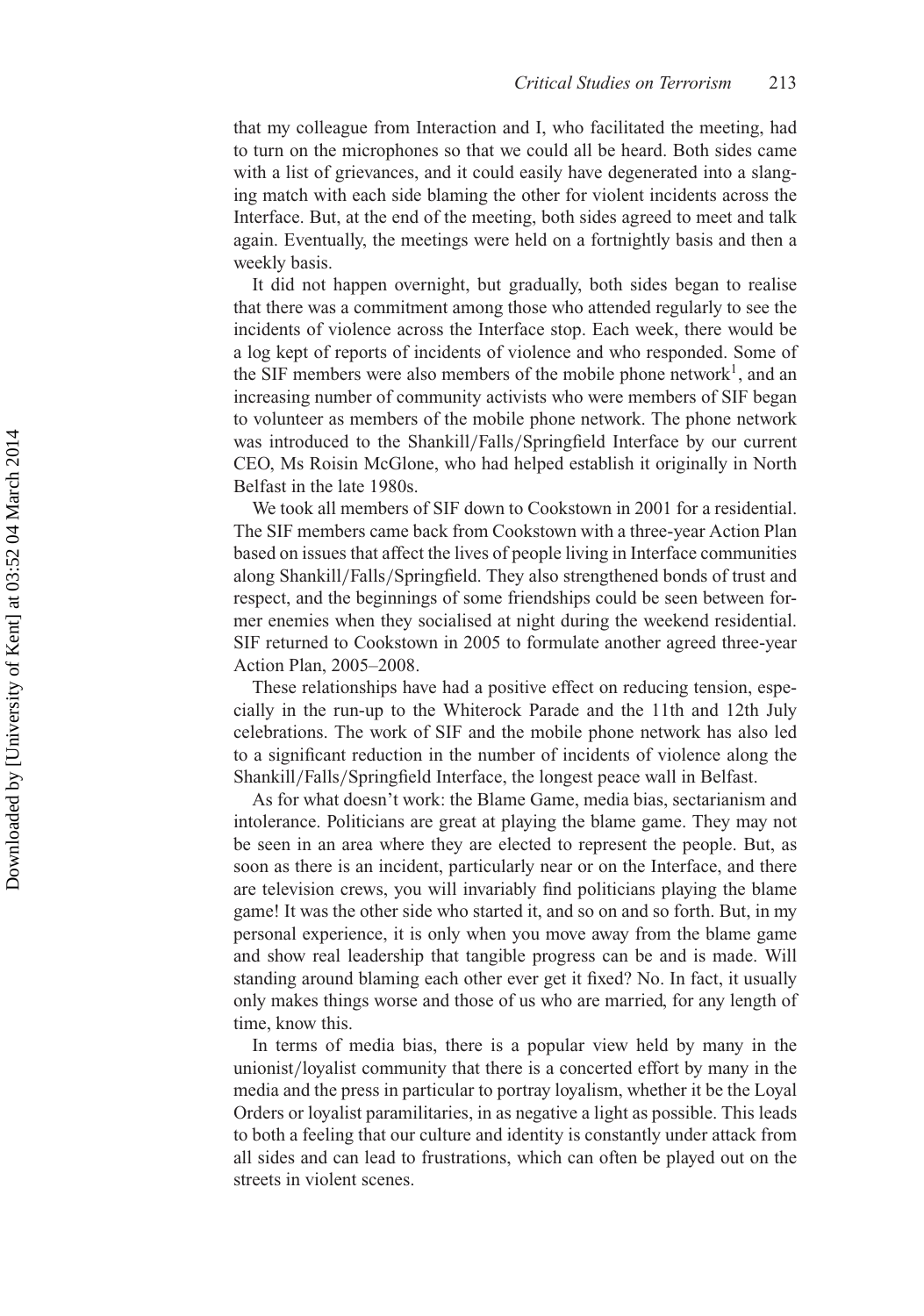that my colleague from Interaction and I, who facilitated the meeting, had to turn on the microphones so that we could all be heard. Both sides came with a list of grievances, and it could easily have degenerated into a slanging match with each side blaming the other for violent incidents across the Interface. But, at the end of the meeting, both sides agreed to meet and talk again. Eventually, the meetings were held on a fortnightly basis and then a weekly basis.

It did not happen overnight, but gradually, both sides began to realise that there was a commitment among those who attended regularly to see the incidents of violence across the Interface stop. Each week, there would be a log kept of reports of incidents of violence and who responded. Some of the SIF members were also members of the mobile phone network[1], and an increasing number of community activists who were members of SIF began to volunteer as members of the mobile phone network. The phone network was introduced to the Shankill/Falls/Springfield Interface by our current CEO, Ms Roisin McGlone, who had helped establish it originally in North Belfast in the late 1980s.

We took all members of SIF down to Cookstown in 2001 for a residential. The SIF members came back from Cookstown with a three-year Action Plan based on issues that affect the lives of people living in Interface communities along Shankill/Falls/Springfield. They also strengthened bonds of trust and respect, and the beginnings of some friendships could be seen between former enemies when they socialised at night during the weekend residential. SIF returned to Cookstown in 2005 to formulate another agreed three-year Action Plan, 2005–2008.

These relationships have had a positive effect on reducing tension, especially in the run-up to the Whiterock Parade and the 11th and 12th July celebrations. The work of SIF and the mobile phone network has also led to a significant reduction in the number of incidents of violence along the Shankill/Falls/Springfield Interface, the longest peace wall in Belfast.

As for what doesn't work: the Blame Game, media bias, sectarianism and intolerance. Politicians are great at playing the blame game. They may not be seen in an area where they are elected to represent the people. But, as soon as there is an incident, particularly near or on the Interface, and there are television crews, you will invariably find politicians playing the blame game! It was the other side who started it, and so on and so forth. But, in my personal experience, it is only when you move away from the blame game and show real leadership that tangible progress can be and is made. Will standing around blaming each other ever get it fixed? No. In fact, it usually only makes things worse and those of us who are married, for any length of time, know this.

In terms of media bias, there is a popular view held by many in the unionist/loyalist community that there is a concerted effort by many in the media and the press in particular to portray loyalism, whether it be the Loyal Orders or loyalist paramilitaries, in as negative a light as possible. This leads to both a feeling that our culture and identity is constantly under attack from all sides and can lead to frustrations, which can often be played out on the streets in violent scenes.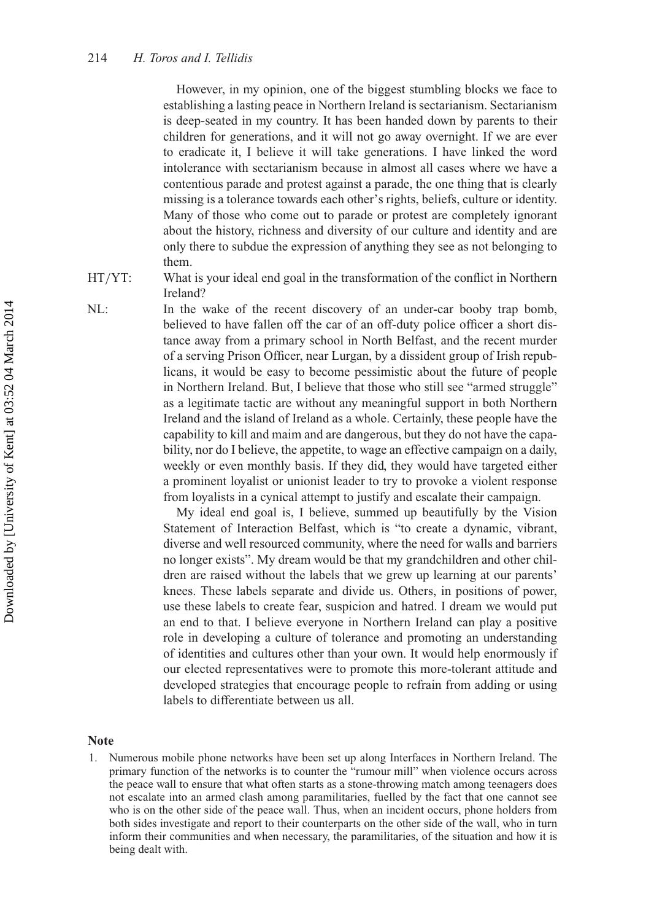However, in my opinion, one of the biggest stumbling blocks we face to establishing a lasting peace in Northern Ireland is sectarianism. Sectarianism is deep-seated in my country. It has been handed down by parents to their children for generations, and it will not go away overnight. If we are ever to eradicate it, I believe it will take generations. I have linked the word intolerance with sectarianism because in almost all cases where we have a contentious parade and protest against a parade, the one thing that is clearly missing is a tolerance towards each other's rights, beliefs, culture or identity. Many of those who come out to parade or protest are completely ignorant about the history, richness and diversity of our culture and identity and are only there to subdue the expression of anything they see as not belonging to them.

HT/YT: What is your ideal end goal in the transformation of the conflict in Northern Ireland?

NL: In the wake of the recent discovery of an under-car booby trap bomb, believed to have fallen off the car of an off-duty police officer a short distance away from a primary school in North Belfast, and the recent murder of a serving Prison Officer, near Lurgan, by a dissident group of Irish republicans, it would be easy to become pessimistic about the future of people in Northern Ireland. But, I believe that those who still see "armed struggle" as a legitimate tactic are without any meaningful support in both Northern Ireland and the island of Ireland as a whole. Certainly, these people have the capability to kill and maim and are dangerous, but they do not have the capability, nor do I believe, the appetite, to wage an effective campaign on a daily, weekly or even monthly basis. If they did, they would have targeted either a prominent loyalist or unionist leader to try to provoke a violent response from loyalists in a cynical attempt to justify and escalate their campaign.

My ideal end goal is, I believe, summed up beautifully by the Vision Statement of Interaction Belfast, which is "to create a dynamic, vibrant, diverse and well resourced community, where the need for walls and barriers no longer exists". My dream would be that my grandchildren and other children are raised without the labels that we grew up learning at our parents' knees. These labels separate and divide us. Others, in positions of power, use these labels to create fear, suspicion and hatred. I dream we would put an end to that. I believe everyone in Northern Ireland can play a positive role in developing a culture of tolerance and promoting an understanding of identities and cultures other than your own. It would help enormously if our elected representatives were to promote this more-tolerant attitude and developed strategies that encourage people to refrain from adding or using labels to differentiate between us all.

## Note

1. Numerous mobile phone networks have been set up along Interfaces in Northern Ireland. The primary function of the networks is to counter the "rumour mill" when violence occurs across the peace wall to ensure that what often starts as a stone-throwing match among teenagers does not escalate into an armed clash among paramilitaries, fuelled by the fact that one cannot see who is on the other side of the peace wall. Thus, when an incident occurs, phone holders from both sides investigate and report to their counterparts on the other side of the wall, who in turn inform their communities and when necessary, the paramilitaries, of the situation and how it is being dealt with.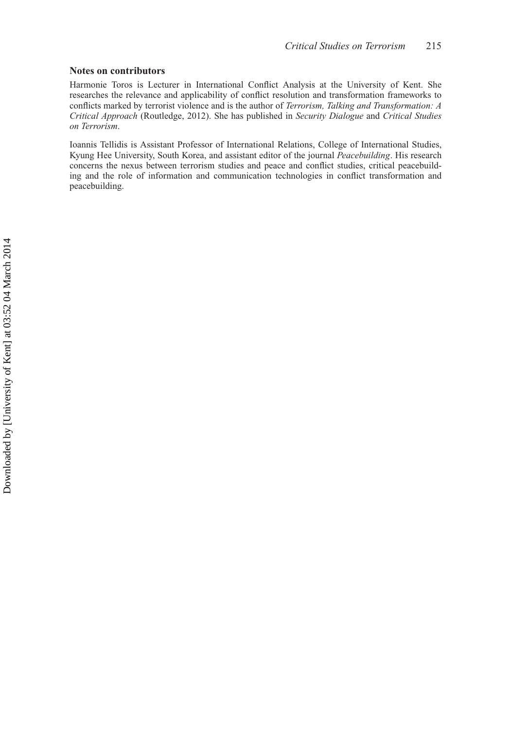## Notes on contributors

Harmonie Toros is Lecturer in International Conflict Analysis at the University of Kent. She researches the relevance and applicability of conflict resolution and transformation frameworks to conflicts marked by terrorist violence and is the author of *Terrorism, Talking and Transformation: A Critical Approach* (Routledge, 2012). She has published in *Security Dialogue* and *Critical Studies on Terrorism*.

Ioannis Tellidis is Assistant Professor of International Relations, College of International Studies, Kyung Hee University, South Korea, and assistant editor of the journal *Peacebuilding*. His research concerns the nexus between terrorism studies and peace and conflict studies, critical peacebuilding and the role of information and communication technologies in conflict transformation and peacebuilding.